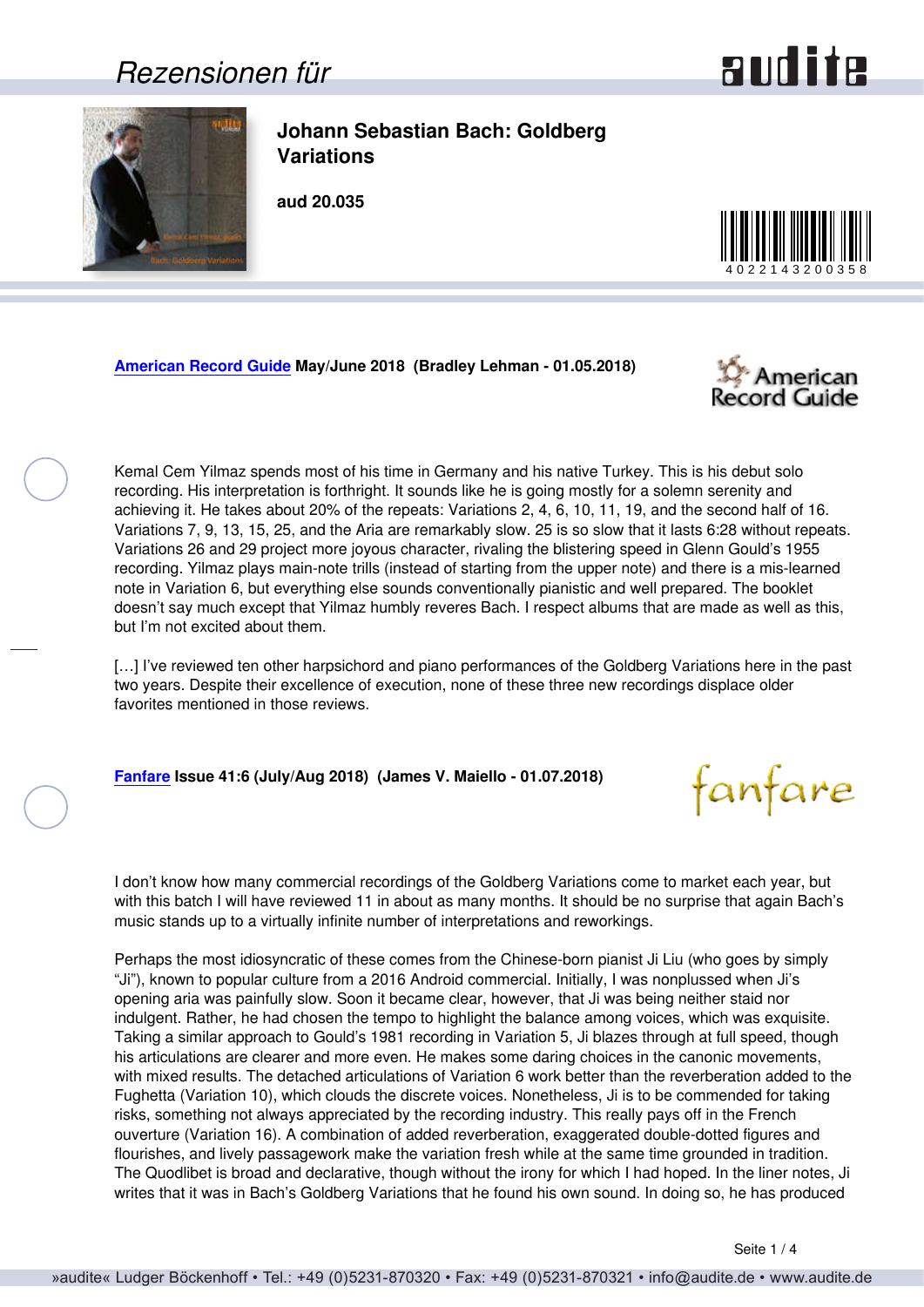Rezensionen für

# Johann Sebastian Bach: Goldberg Variations

**aud 20.035**

4022143200358

**American Record Guide May/June 2018  (Bradley Lehman - 01.05.2018)**

Kemal Cem Yilmaz spends most of his time in Germany and his native Turkey. This is his debut solo recording. His interpretation is forthright. It sounds like he is going mostly for a solemn serenity and achieving it. He takes about 20% of the repeats: Variations 2, 4, 6, 10, 11, 19, and the second half of 16. Variations 7, 9, 13, 15, 25, and the Aria are remarkably slow. 25 is so slow that it lasts 6:28 without repeats. Variations 26 and 29 project more joyous character, rivaling the blistering speed in Glenn Gould's 1955 recording. Yilmaz plays main-note trills (instead of starting from the upper note) and there is a mis-learned note in Variation 6, but everything else sounds conventionally pianistic and well prepared. The booklet doesn't say much except that Yilmaz humbly reveres Bach. I respect albums that are made as well as this, but I'm not excited about them.

[…] I've reviewed ten other harpsichord and piano performances of the Goldberg Variations here in the past two years. Despite their excellence of execution, none of these three new recordings displace older favorites mentioned in those reviews.

**Fanfare Issue 41:6 (July/Aug 2018)  (James V. Maiello - 01.07.2018)**

I don't know how many commercial recordings of the Goldberg Variations come to market each year, but with this batch I will have reviewed 11 in about as many months. It should be no surprise that again Bach's music stands up to a virtually infinite number of interpretations and reworkings.

Perhaps the most idiosyncratic of these comes from the Chinese-born pianist Ji Liu (who goes by simply "Ji"), known to popular culture from a 2016 Android commercial. Initially, I was nonplussed when Ji's opening aria was painfully slow. Soon it became clear, however, that Ji was being neither staid nor indulgent. Rather, he had chosen the tempo to highlight the balance among voices, which was exquisite. Taking a similar approach to Gould's 1981 recording in Variation 5, Ji blazes through at full speed, though his articulations are clearer and more even. He makes some daring choices in the canonic movements, with mixed results. The detached articulations of Variation 6 work better than the reverberation added to the Fughetta (Variation 10), which clouds the discrete voices. Nonetheless, Ji is to be commended for taking risks, something not always appreciated by the recording industry. This really pays off in the French ouverture (Variation 16). A combination of added reverberation, exaggerated double-dotted figures and flourishes, and lively passagework make the variation fresh while at the same time grounded in tradition. The Quodlibet is broad and declarative, though without the irony for which I had hoped. In the liner notes, Ji writes that it was in Bach's Goldberg Variations that he found his own sound. In doing so, he has produced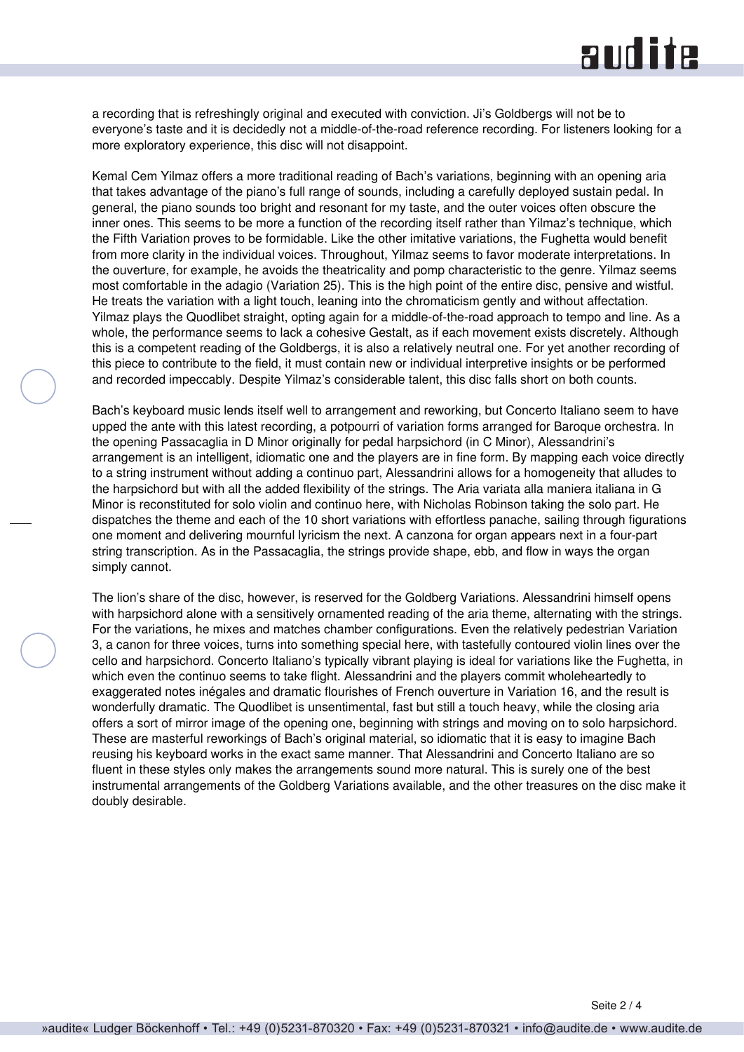a recording that is refreshingly original and executed with conviction. Ji's Goldbergs will not be to everyone's taste and it is decidedly not a middle-of-the-road reference recording. For listeners looking for a more exploratory experience, this disc will not disappoint.

Kemal Cem Yilmaz offers a more traditional reading of Bach's variations, beginning with an opening aria that takes advantage of the piano's full range of sounds, including a carefully deployed sustain pedal. In general, the piano sounds too bright and resonant for my taste, and the outer voices often obscure the inner ones. This seems to be more a function of the recording itself rather than Yilmaz's technique, which the Fifth Variation proves to be formidable. Like the other imitative variations, the Fughetta would benefit from more clarity in the individual voices. Throughout, Yilmaz seems to favor moderate interpretations. In the ouverture, for example, he avoids the theatricality and pomp characteristic to the genre. Yilmaz seems most comfortable in the adagio (Variation 25). This is the high point of the entire disc, pensive and wistful. He treats the variation with a light touch, leaning into the chromaticism gently and without affectation. Yilmaz plays the Quodlibet straight, opting again for a middle-of-the-road approach to tempo and line. As a whole, the performance seems to lack a cohesive Gestalt, as if each movement exists discretely. Although this is a competent reading of the Goldbergs, it is also a relatively neutral one. For yet another recording of this piece to contribute to the field, it must contain new or individual interpretive insights or be performed and recorded impeccably. Despite Yilmaz's considerable talent, this disc falls short on both counts.

Bach's keyboard music lends itself well to arrangement and reworking, but Concerto Italiano seem to have upped the ante with this latest recording, a potpourri of variation forms arranged for Baroque orchestra. In the opening Passacaglia in D Minor originally for pedal harpsichord (in C Minor), Alessandrini's arrangement is an intelligent, idiomatic one and the players are in fine form. By mapping each voice directly to a string instrument without adding a continuo part, Alessandrini allows for a homogeneity that alludes to the harpsichord but with all the added flexibility of the strings. The Aria variata alla maniera italiana in G Minor is reconstituted for solo violin and continuo here, with Nicholas Robinson taking the solo part. He dispatches the theme and each of the 10 short variations with effortless panache, sailing through figurations one moment and delivering mournful lyricism the next. A canzona for organ appears next in a four-part string transcription. As in the Passacaglia, the strings provide shape, ebb, and flow in ways the organ simply cannot.

The lion's share of the disc, however, is reserved for the Goldberg Variations. Alessandrini himself opens with harpsichord alone with a sensitively ornamented reading of the aria theme, alternating with the strings. For the variations, he mixes and matches chamber configurations. Even the relatively pedestrian Variation 3, a canon for three voices, turns into something special here, with tastefully contoured violin lines over the cello and harpsichord. Concerto Italiano's typically vibrant playing is ideal for variations like the Fughetta, in which even the continuo seems to take flight. Alessandrini and the players commit wholeheartedly to exaggerated notes inégales and dramatic flourishes of French ouverture in Variation 16, and the result is wonderfully dramatic. The Quodlibet is unsentimental, fast but still a touch heavy, while the closing aria offers a sort of mirror image of the opening one, beginning with strings and moving on to solo harpsichord. These are masterful reworkings of Bach's original material, so idiomatic that it is easy to imagine Bach reusing his keyboard works in the exact same manner. That Alessandrini and Concerto Italiano are so fluent in these styles only makes the arrangements sound more natural. This is surely one of the best instrumental arrangements of the Goldberg Variations available, and the other treasures on the disc make it doubly desirable.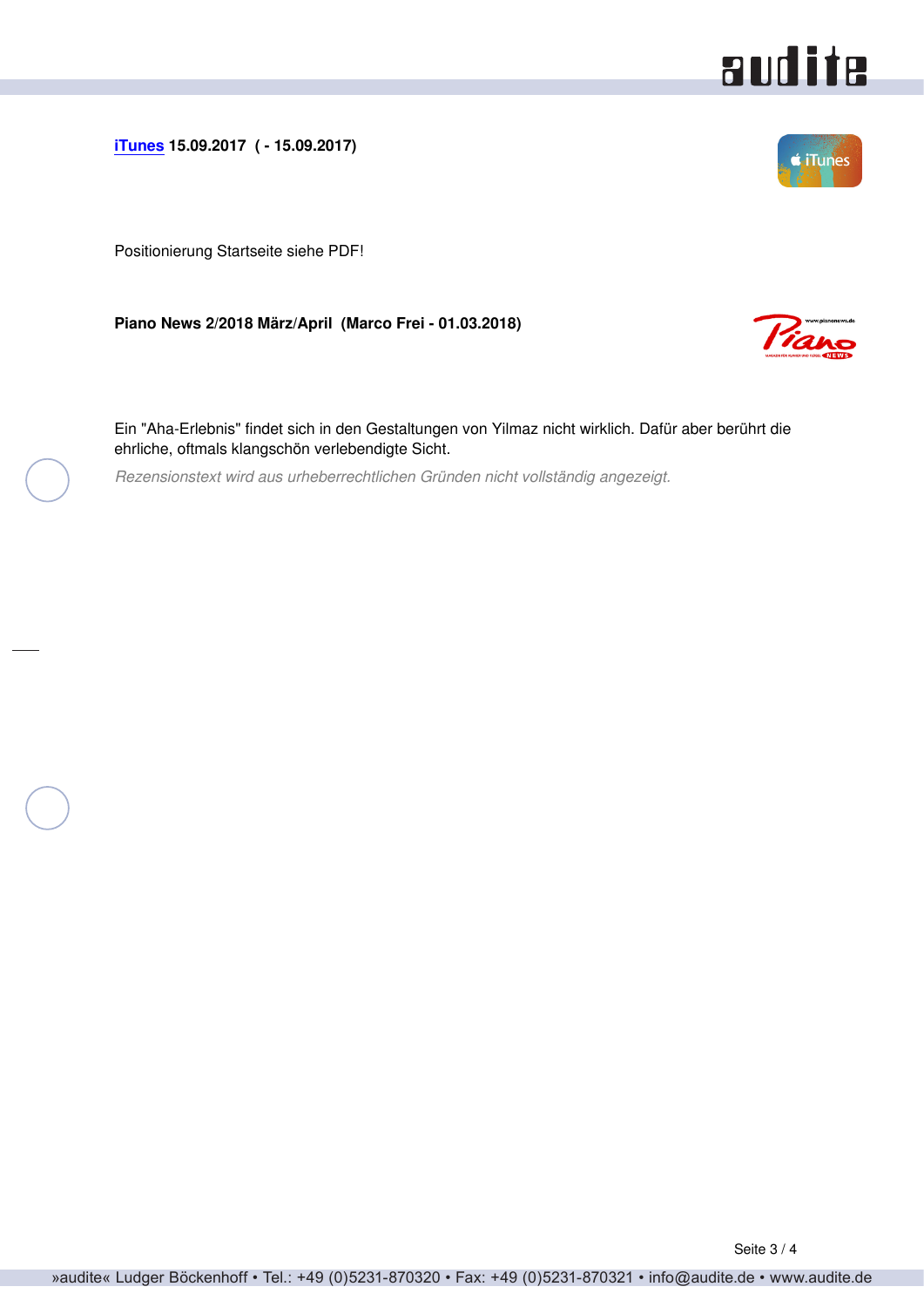**iTunes 15.09.2017 ( - 15.09.2017)**

Positionierung Startseite siehe PDF!

**Piano News 2/2018 März/April (Marco Frei - 01.03.2018)**

Ein "Aha-Erlebnis" findet sich in den Gestaltungen von Yilmaz nicht wirklich. Dafür aber berührt die ehrliche, oftmals klangschön verlebendigte Sicht.

*Rezensionstext wird aus urheberrechtlichen Gründen nicht vollständig angezeigt.*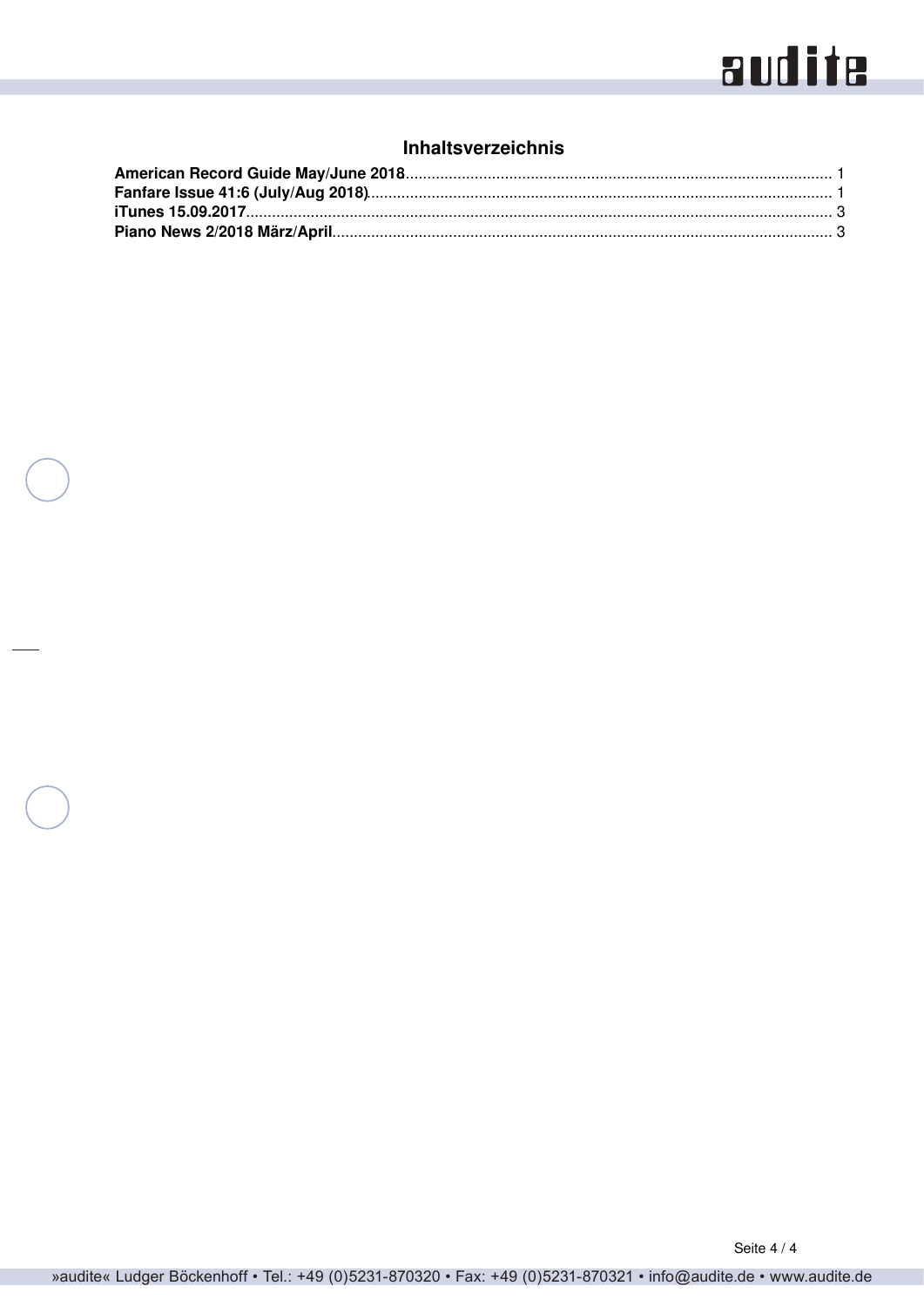## Inhaltsverzeichnis

**American Record Guide May/June 2018** ........................................................ 1
**Fanfare Issue 41:6 (July/Aug 2018)** ........................................................ 1
**iTunes 15.09.2017** ........................................................ 3
**Piano News 2/2018 März/April** ........................................................ 3